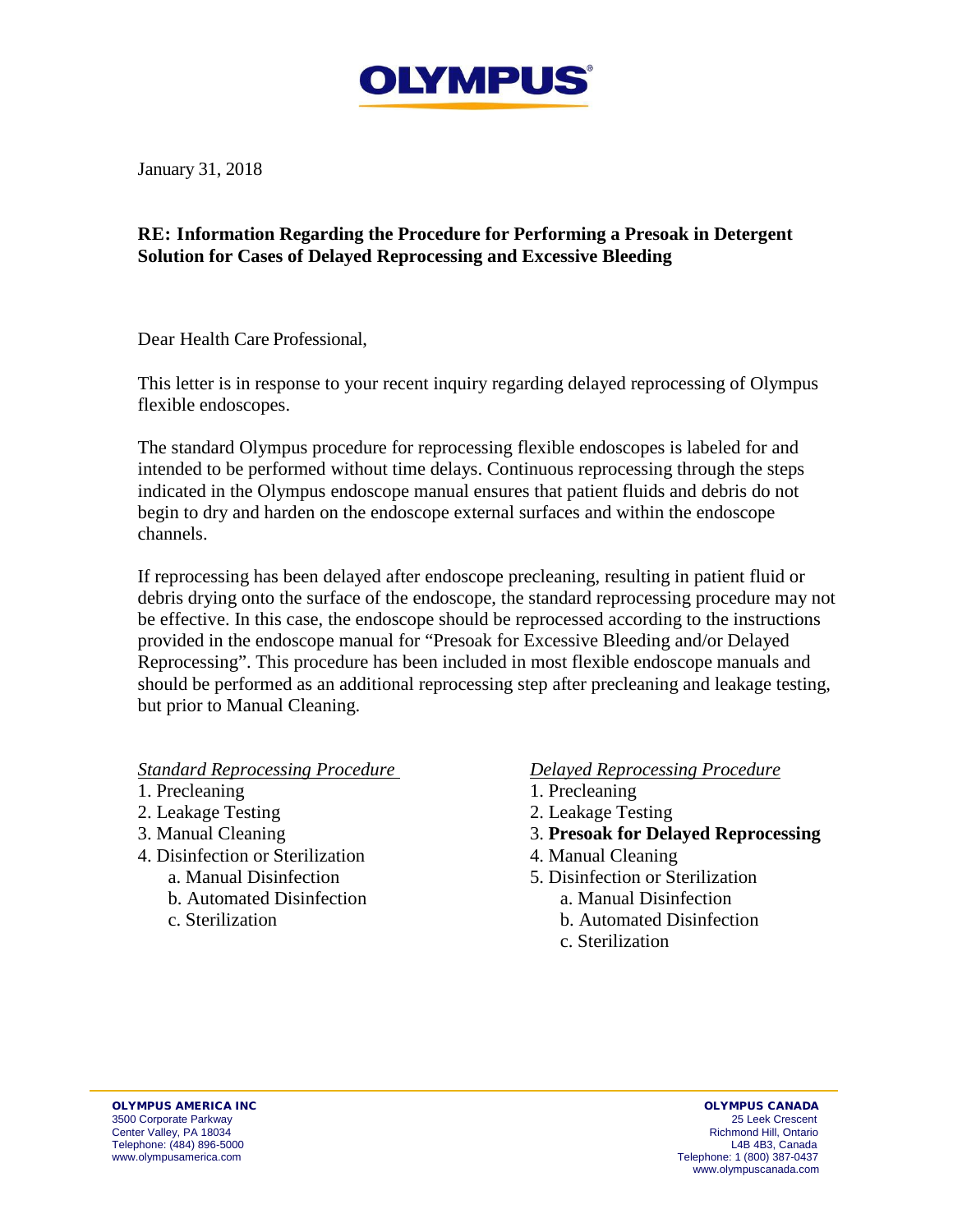OLYMPUS

January 31, 2018

**RE: Information Regarding the Procedure for Performing a Presoak in Detergent Solution for Cases of Delayed Reprocessing and Excessive Bleeding**

Dear Health Care Professional,

This letter is in response to your recent inquiry regarding delayed reprocessing of Olympus flexible endoscopes.

The standard Olympus procedure for reprocessing flexible endoscopes is labeled for and intended to be performed without time delays. Continuous reprocessing through the steps indicated in the Olympus endoscope manual ensures that patient fluids and debris do not begin to dry and harden on the endoscope external surfaces and within the endoscope channels.

If reprocessing has been delayed after endoscope precleaning, resulting in patient fluid or debris drying onto the surface of the endoscope, the standard reprocessing procedure may not be effective. In this case, the endoscope should be reprocessed according to the instructions provided in the endoscope manual for "Presoak for Excessive Bleeding and/or Delayed Reprocessing". This procedure has been included in most flexible endoscope manuals and should be performed as an additional reprocessing step after precleaning and leakage testing, but prior to Manual Cleaning.

*Standard Reprocessing Procedure*

1. Precleaning
2. Leakage Testing
3. Manual Cleaning
4. Disinfection or Sterilization
   a. Manual Disinfection
   b. Automated Disinfection
   c. Sterilization

*Delayed Reprocessing Procedure*

1. Precleaning
2. Leakage Testing
3. **Presoak for Delayed Reprocessing**
4. Manual Cleaning
5. Disinfection or Sterilization
   a. Manual Disinfection
   b. Automated Disinfection
   c. Sterilization

**OLYMPUS AMERICA INC**
3500 Corporate Parkway
Center Valley, PA 18034
Telephone: (484) 896-5000
www.olympusamerica.com

**OLYMPUS CANADA**
25 Leek Crescent
Richmond Hill, Ontario
L4B 4B3, Canada
Telephone: 1 (800) 387-0437
www.olympuscanada.com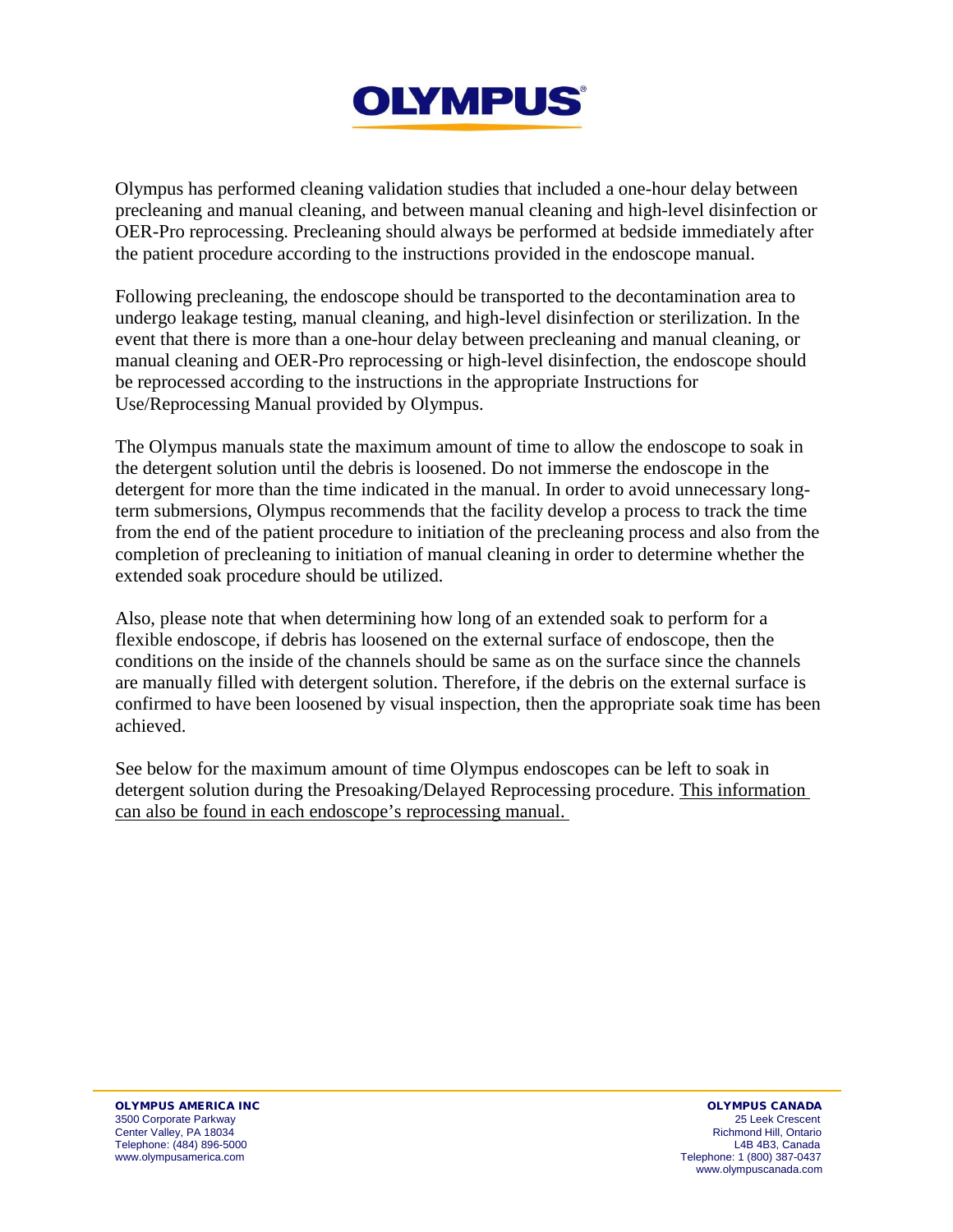Olympus has performed cleaning validation studies that included a one-hour delay between precleaning and manual cleaning, and between manual cleaning and high-level disinfection or OER-Pro reprocessing. Precleaning should always be performed at bedside immediately after the patient procedure according to the instructions provided in the endoscope manual.

Following precleaning, the endoscope should be transported to the decontamination area to undergo leakage testing, manual cleaning, and high-level disinfection or sterilization. In the event that there is more than a one-hour delay between precleaning and manual cleaning, or manual cleaning and OER-Pro reprocessing or high-level disinfection, the endoscope should be reprocessed according to the instructions in the appropriate Instructions for Use/Reprocessing Manual provided by Olympus.

The Olympus manuals state the maximum amount of time to allow the endoscope to soak in the detergent solution until the debris is loosened. Do not immerse the endoscope in the detergent for more than the time indicated in the manual. In order to avoid unnecessary long-term submersions, Olympus recommends that the facility develop a process to track the time from the end of the patient procedure to initiation of the precleaning process and also from the completion of precleaning to initiation of manual cleaning in order to determine whether the extended soak procedure should be utilized.

Also, please note that when determining how long of an extended soak to perform for a flexible endoscope, if debris has loosened on the external surface of endoscope, then the conditions on the inside of the channels should be same as on the surface since the channels are manually filled with detergent solution. Therefore, if the debris on the external surface is confirmed to have been loosened by visual inspection, then the appropriate soak time has been achieved.

See below for the maximum amount of time Olympus endoscopes can be left to soak in detergent solution during the Presoaking/Delayed Reprocessing procedure. <u>This information can also be found in each endoscope's reprocessing manual.</u>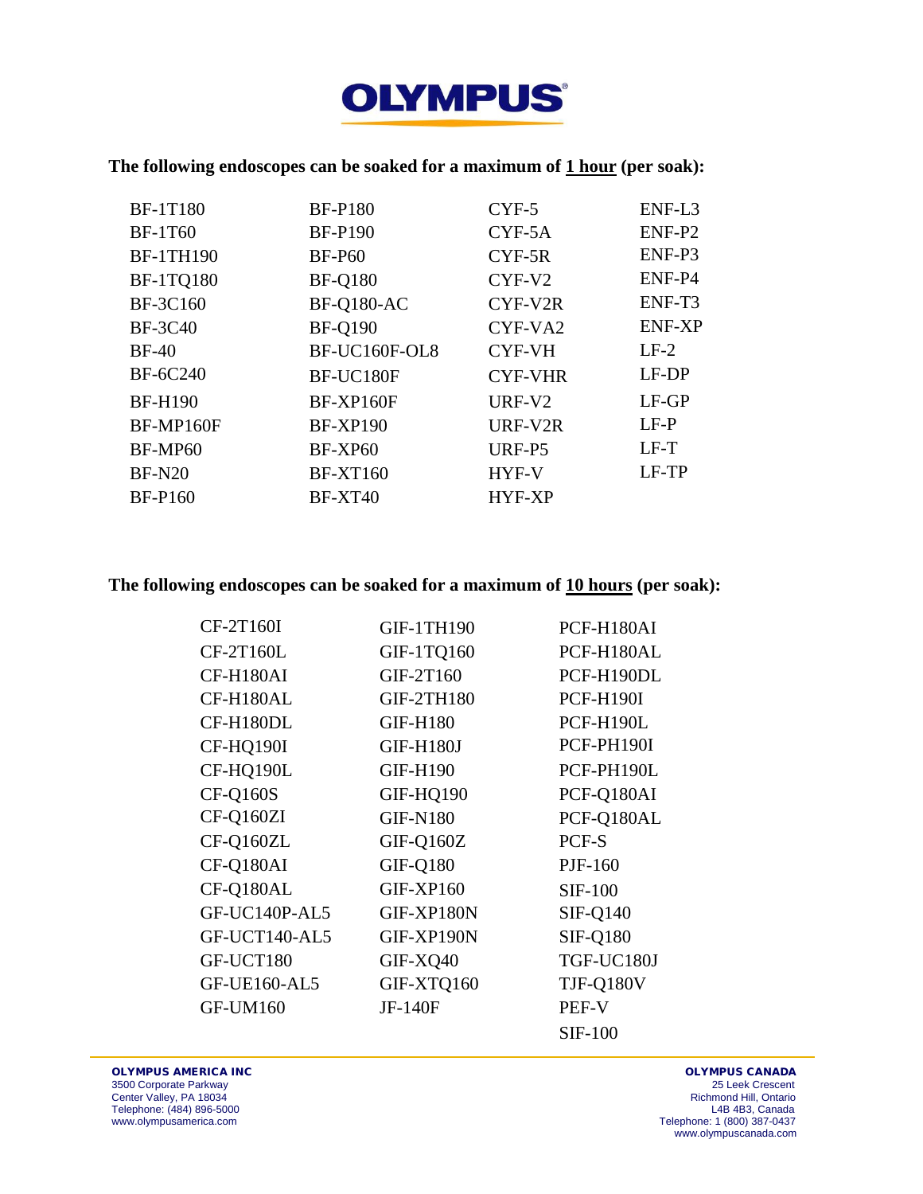**OLYMPUS**

**The following endoscopes can be soaked for a maximum of 1 hour (per soak):**

| | | | |
|---|---|---|---|
| BF-1T180 | BF-P180 | CYF-5 | ENF-L3 |
| BF-1T60 | BF-P190 | CYF-5A | ENF-P2 |
| BF-1TH190 | BF-P60 | CYF-5R | ENF-P3 |
| BF-1TQ180 | BF-Q180 | CYF-V2 | ENF-P4 |
| BF-3C160 | BF-Q180-AC | CYF-V2R | ENF-T3 |
| BF-3C40 | BF-Q190 | CYF-VA2 | ENF-XP |
| BF-40 | BF-UC160F-OL8 | CYF-VH | LF-2 |
| BF-6C240 | BF-UC180F | CYF-VHR | LF-DP |
| BF-H190 | BF-XP160F | URF-V2 | LF-GP |
| BF-MP160F | BF-XP190 | URF-V2R | LF-P |
| BF-MP60 | BF-XP60 | URF-P5 | LF-T |
| BF-N20 | BF-XT160 | HYF-V | LF-TP |
| BF-P160 | BF-XT40 | HYF-XP | |

**The following endoscopes can be soaked for a maximum of 10 hours (per soak):**

| | | |
|---|---|---|
| CF-2T160I | GIF-1TH190 | PCF-H180AI |
| CF-2T160L | GIF-1TQ160 | PCF-H180AL |
| CF-H180AI | GIF-2T160 | PCF-H190DL |
| CF-H180AL | GIF-2TH180 | PCF-H190I |
| CF-H180DL | GIF-H180 | PCF-H190L |
| CF-HQ190I | GIF-H180J | PCF-PH190I |
| CF-HQ190L | GIF-H190 | PCF-PH190L |
| CF-Q160S | GIF-HQ190 | PCF-Q180AI |
| CF-Q160ZI | GIF-N180 | PCF-Q180AL |
| CF-Q160ZL | GIF-Q160Z | PCF-S |
| CF-Q180AI | GIF-Q180 | PJF-160 |
| CF-Q180AL | GIF-XP160 | SIF-100 |
| GF-UC140P-AL5 | GIF-XP180N | SIF-Q140 |
| GF-UCT140-AL5 | GIF-XP190N | SIF-Q180 |
| GF-UCT180 | GIF-XQ40 | TGF-UC180J |
| GF-UE160-AL5 | GIF-XTQ160 | TJF-Q180V |
| GF-UM160 | JF-140F | PEF-V |
| | | SIF-100 |

**OLYMPUS AMERICA INC**
3500 Corporate Parkway
Center Valley, PA 18034
Telephone: (484) 896-5000
www.olympusamerica.com

**OLYMPUS CANADA**
25 Leek Crescent
Richmond Hill, Ontario
L4B 4B3, Canada
Telephone: 1 (800) 387-0437
www.olympuscanada.com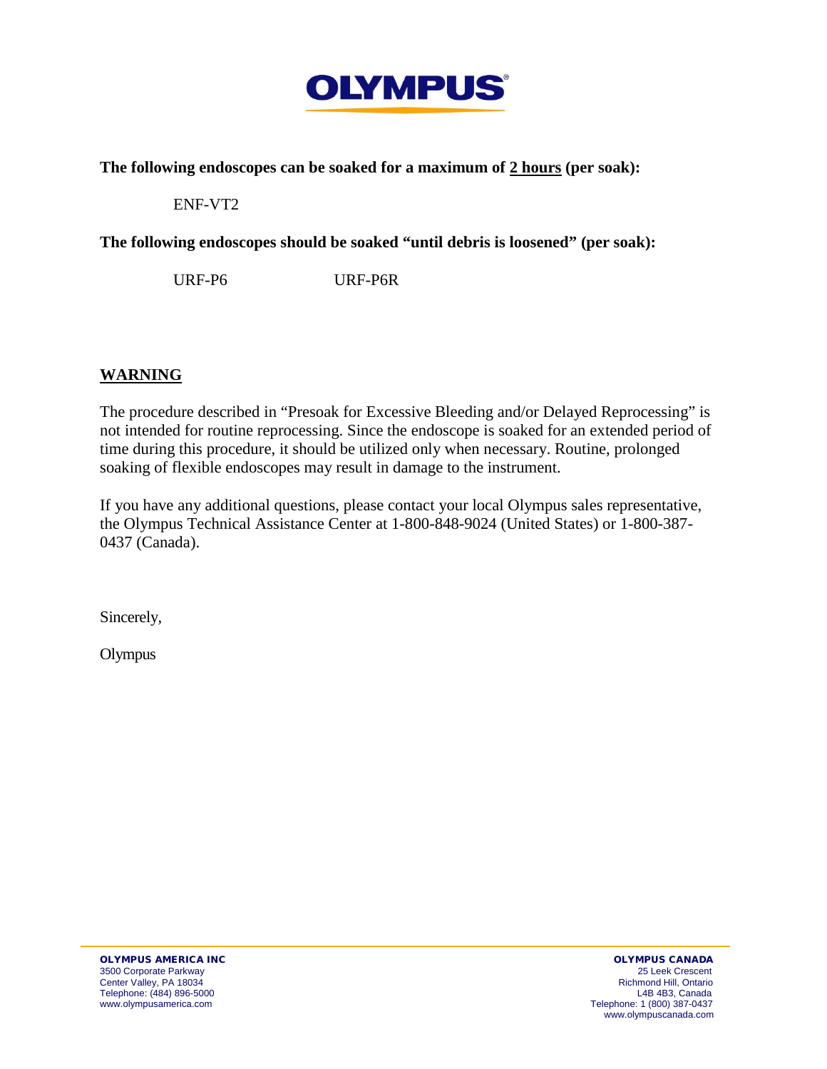**The following endoscopes can be soaked for a maximum of <u>2 hours</u> (per soak):**

ENF-VT2

**The following endoscopes should be soaked "until debris is loosened" (per soak):**

URF-P6 URF-P6R

## <u>WARNING</u>

The procedure described in "Presoak for Excessive Bleeding and/or Delayed Reprocessing" is not intended for routine reprocessing. Since the endoscope is soaked for an extended period of time during this procedure, it should be utilized only when necessary. Routine, prolonged soaking of flexible endoscopes may result in damage to the instrument.

If you have any additional questions, please contact your local Olympus sales representative, the Olympus Technical Assistance Center at 1-800-848-9024 (United States) or 1-800-387-0437 (Canada).

Sincerely,

Olympus